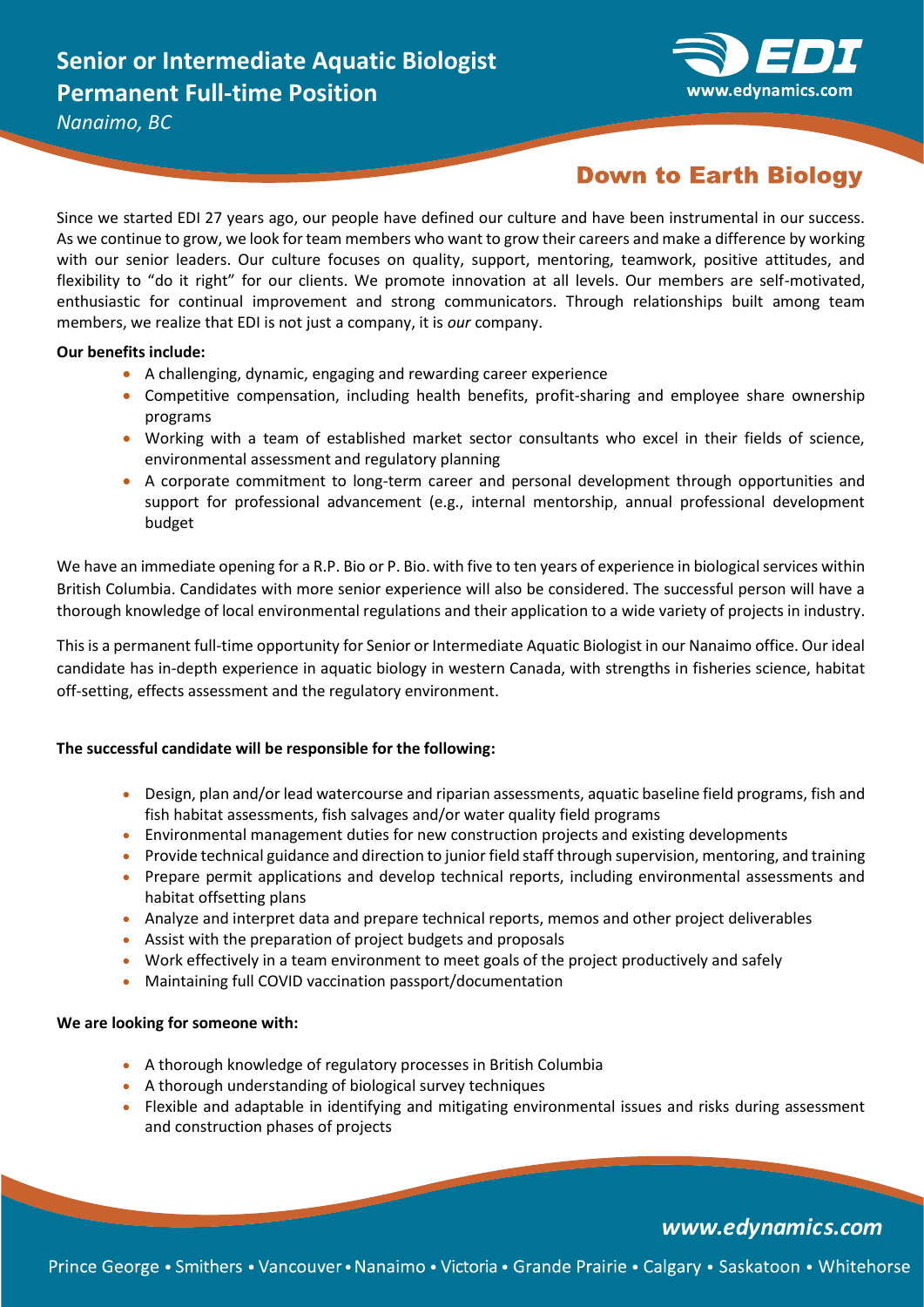# Senior or Intermediate Aquatic Biologist
# Permanent Full-time Position

*Nanaimo, BC*

www.edynamics.com

## Down to Earth Biology

Since we started EDI 27 years ago, our people have defined our culture and have been instrumental in our success. As we continue to grow, we look for team members who want to grow their careers and make a difference by working with our senior leaders. Our culture focuses on quality, support, mentoring, teamwork, positive attitudes, and flexibility to "do it right" for our clients. We promote innovation at all levels. Our members are self-motivated, enthusiastic for continual improvement and strong communicators. Through relationships built among team members, we realize that EDI is not just a company, it is *our* company.

**Our benefits include:**

- A challenging, dynamic, engaging and rewarding career experience
- Competitive compensation, including health benefits, profit-sharing and employee share ownership programs
- Working with a team of established market sector consultants who excel in their fields of science, environmental assessment and regulatory planning
- A corporate commitment to long-term career and personal development through opportunities and support for professional advancement (e.g., internal mentorship, annual professional development budget

We have an immediate opening for a R.P. Bio or P. Bio. with five to ten years of experience in biological services within British Columbia. Candidates with more senior experience will also be considered. The successful person will have a thorough knowledge of local environmental regulations and their application to a wide variety of projects in industry.

This is a permanent full-time opportunity for Senior or Intermediate Aquatic Biologist in our Nanaimo office. Our ideal candidate has in-depth experience in aquatic biology in western Canada, with strengths in fisheries science, habitat off-setting, effects assessment and the regulatory environment.

**The successful candidate will be responsible for the following:**

- Design, plan and/or lead watercourse and riparian assessments, aquatic baseline field programs, fish and fish habitat assessments, fish salvages and/or water quality field programs
- Environmental management duties for new construction projects and existing developments
- Provide technical guidance and direction to junior field staff through supervision, mentoring, and training
- Prepare permit applications and develop technical reports, including environmental assessments and habitat offsetting plans
- Analyze and interpret data and prepare technical reports, memos and other project deliverables
- Assist with the preparation of project budgets and proposals
- Work effectively in a team environment to meet goals of the project productively and safely
- Maintaining full COVID vaccination passport/documentation

**We are looking for someone with:**

- A thorough knowledge of regulatory processes in British Columbia
- A thorough understanding of biological survey techniques
- Flexible and adaptable in identifying and mitigating environmental issues and risks during assessment and construction phases of projects

*www.edynamics.com*

Prince George • Smithers • Vancouver • Nanaimo • Victoria • Grande Prairie • Calgary • Saskatoon • Whitehorse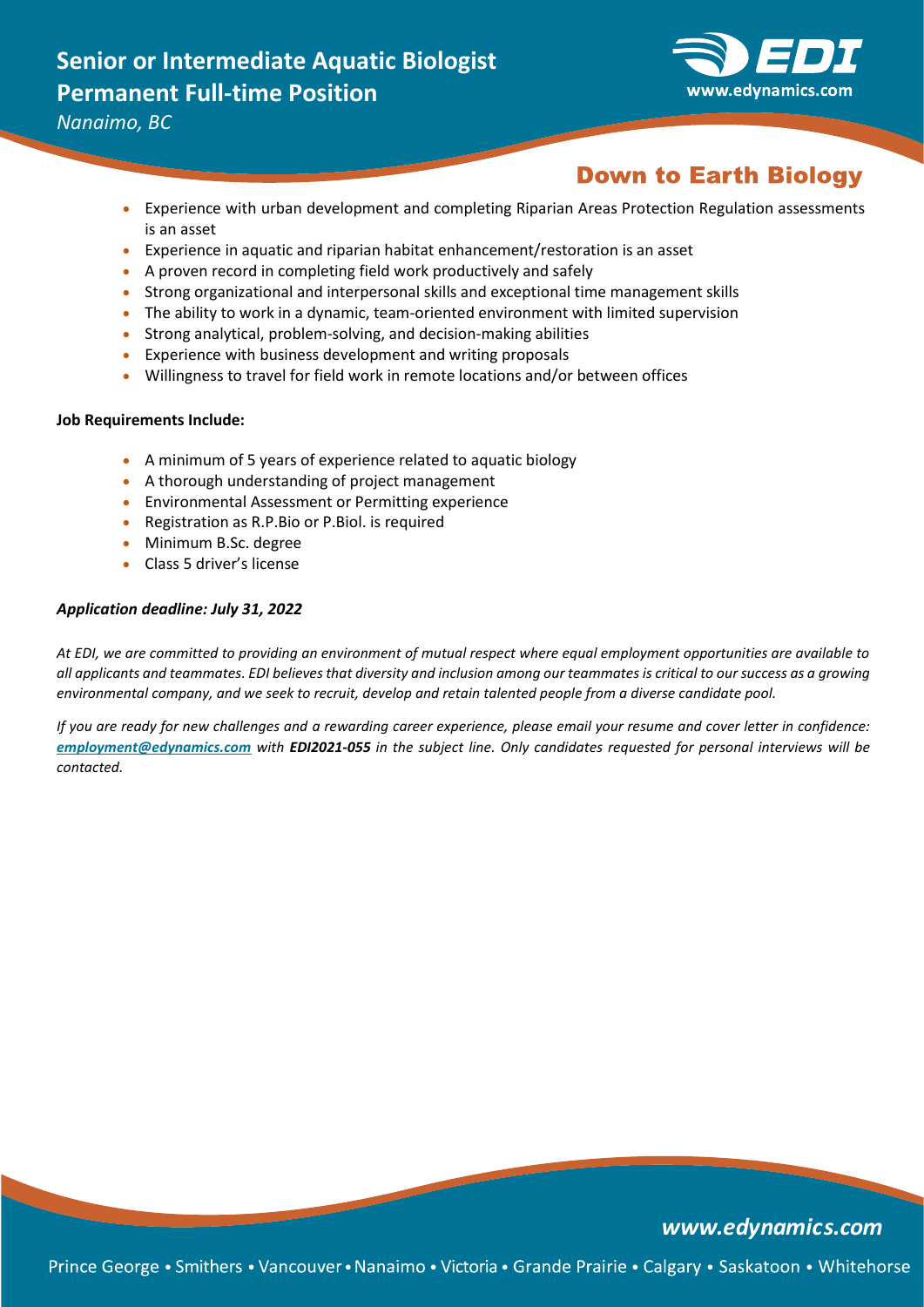- Experience with urban development and completing Riparian Areas Protection Regulation assessments is an asset
- Experience in aquatic and riparian habitat enhancement/restoration is an asset
- A proven record in completing field work productively and safely
- Strong organizational and interpersonal skills and exceptional time management skills
- The ability to work in a dynamic, team-oriented environment with limited supervision
- Strong analytical, problem-solving, and decision-making abilities
- Experience with business development and writing proposals
- Willingness to travel for field work in remote locations and/or between offices

**Job Requirements Include:**

- A minimum of 5 years of experience related to aquatic biology
- A thorough understanding of project management
- Environmental Assessment or Permitting experience
- Registration as R.P.Bio or P.Biol. is required
- Minimum B.Sc. degree
- Class 5 driver's license

***Application deadline: July 31, 2022***

*At EDI, we are committed to providing an environment of mutual respect where equal employment opportunities are available to all applicants and teammates. EDI believes that diversity and inclusion among our teammates is critical to our success as a growing environmental company, and we seek to recruit, develop and retain talented people from a diverse candidate pool.*

*If you are ready for new challenges and a rewarding career experience, please email your resume and cover letter in confidence: **employment@edynamics.com** with **EDI2021-055** in the subject line. Only candidates requested for personal interviews will be contacted.*